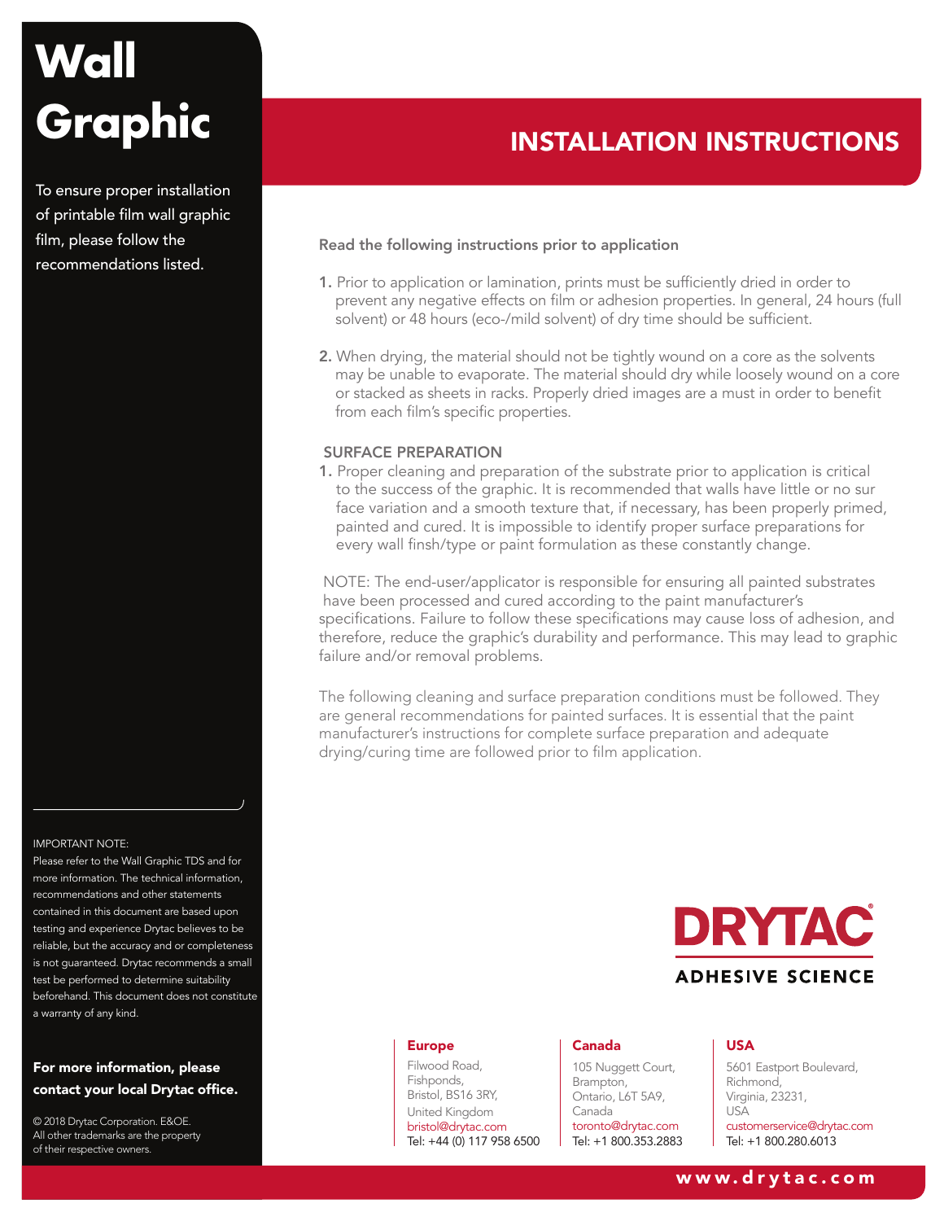# Wall Graphic

To ensure proper installation of printable film wall graphic film, please follow the recommendations listed.

## INSTALLATION INSTRUCTIONS

**Read the following instructions prior to application**

1. Prior to application or lamination, prints must be sufficiently dried in order to prevent any negative effects on film or adhesion properties. In general, 24 hours (full solvent) or 48 hours (eco-/mild solvent) of dry time should be sufficient.

2. When drying, the material should not be tightly wound on a core as the solvents may be unable to evaporate. The material should dry while loosely wound on a core or stacked as sheets in racks. Properly dried images are a must in order to benefit from each film's specific properties.

### SURFACE PREPARATION

1. Proper cleaning and preparation of the substrate prior to application is critical to the success of the graphic. It is recommended that walls have little or no sur face variation and a smooth texture that, if necessary, has been properly primed, painted and cured. It is impossible to identify proper surface preparations for every wall finsh/type or paint formulation as these constantly change.

NOTE: The end-user/applicator is responsible for ensuring all painted substrates have been processed and cured according to the paint manufacturer's specifications. Failure to follow these specifications may cause loss of adhesion, and therefore, reduce the graphic's durability and performance. This may lead to graphic failure and/or removal problems.

The following cleaning and surface preparation conditions must be followed. They are general recommendations for painted surfaces. It is essential that the paint manufacturer's instructions for complete surface preparation and adequate drying/curing time are followed prior to film application.

IMPORTANT NOTE:
Please refer to the Wall Graphic TDS and for more information. The technical information, recommendations and other statements contained in this document are based upon testing and experience Drytac believes to be reliable, but the accuracy and or completeness is not guaranteed. Drytac recommends a small test be performed to determine suitability beforehand. This document does not constitute a warranty of any kind.

**For more information, please contact your local Drytac office.**

© 2018 Drytac Corporation. E&OE.
All other trademarks are the property of their respective owners.

DRYTAC®
ADHESIVE SCIENCE

**Europe**
Filwood Road,
Fishponds,
Bristol, BS16 3RY,
United Kingdom
bristol@drytac.com
Tel: +44 (0) 117 958 6500

**Canada**
105 Nuggett Court,
Brampton,
Ontario, L6T 5A9,
Canada
toronto@drytac.com
Tel: +1 800.353.2883

**USA**
5601 Eastport Boulevard,
Richmond,
Virginia, 23231,
USA
customerservice@drytac.com
Tel: +1 800.280.6013

www.drytac.com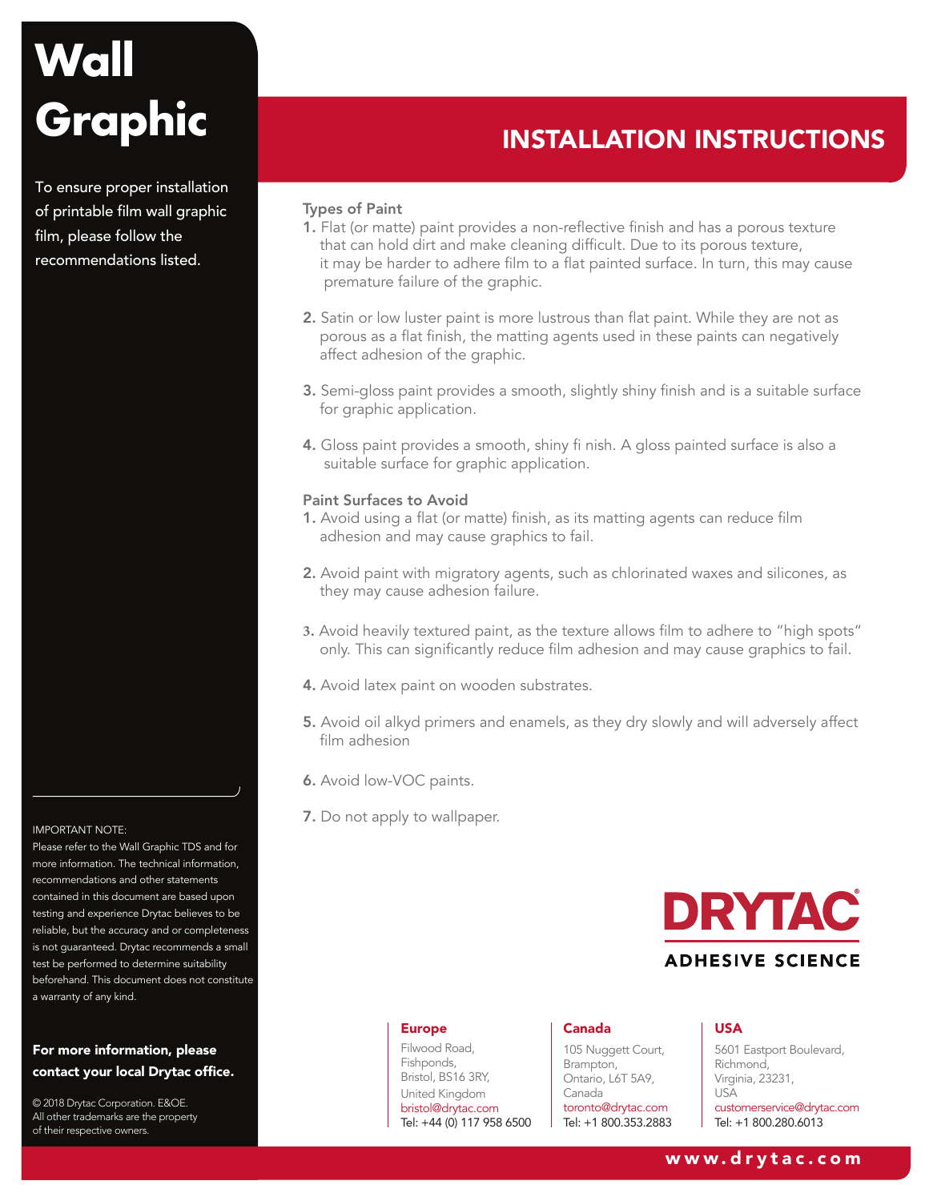# Wall Graphic

To ensure proper installation of printable film wall graphic film, please follow the recommendations listed.

## INSTALLATION INSTRUCTIONS

### Types of Paint

1. Flat (or matte) paint provides a non-reflective finish and has a porous texture that can hold dirt and make cleaning difficult. Due to its porous texture, it may be harder to adhere film to a flat painted surface. In turn, this may cause premature failure of the graphic.

2. Satin or low luster paint is more lustrous than flat paint. While they are not as porous as a flat finish, the matting agents used in these paints can negatively affect adhesion of the graphic.

3. Semi-gloss paint provides a smooth, slightly shiny finish and is a suitable surface for graphic application.

4. Gloss paint provides a smooth, shiny fi nish. A gloss painted surface is also a suitable surface for graphic application.

### Paint Surfaces to Avoid

1. Avoid using a flat (or matte) finish, as its matting agents can reduce film adhesion and may cause graphics to fail.

2. Avoid paint with migratory agents, such as chlorinated waxes and silicones, as they may cause adhesion failure.

3. Avoid heavily textured paint, as the texture allows film to adhere to "high spots" only. This can significantly reduce film adhesion and may cause graphics to fail.

4. Avoid latex paint on wooden substrates.

5. Avoid oil alkyd primers and enamels, as they dry slowly and will adversely affect film adhesion

6. Avoid low-VOC paints.

7. Do not apply to wallpaper.

IMPORTANT NOTE:
Please refer to the Wall Graphic TDS and for more information. The technical information, recommendations and other statements contained in this document are based upon testing and experience Drytac believes to be reliable, but the accuracy and or completeness is not guaranteed. Drytac recommends a small test be performed to determine suitability beforehand. This document does not constitute a warranty of any kind.

**For more information, please contact your local Drytac office.**

© 2018 Drytac Corporation. E&OE.
All other trademarks are the property of their respective owners.

DRYTAC®
ADHESIVE SCIENCE

**Europe**
Filwood Road,
Fishponds,
Bristol, BS16 3RY,
United Kingdom
bristol@drytac.com
Tel: +44 (0) 117 958 6500

**Canada**
105 Nuggett Court,
Brampton,
Ontario, L6T 5A9,
Canada
toronto@drytac.com
Tel: +1 800.353.2883

**USA**
5601 Eastport Boulevard,
Richmond,
Virginia, 23231,
USA
customerservice@drytac.com
Tel: +1 800.280.6013

www.drytac.com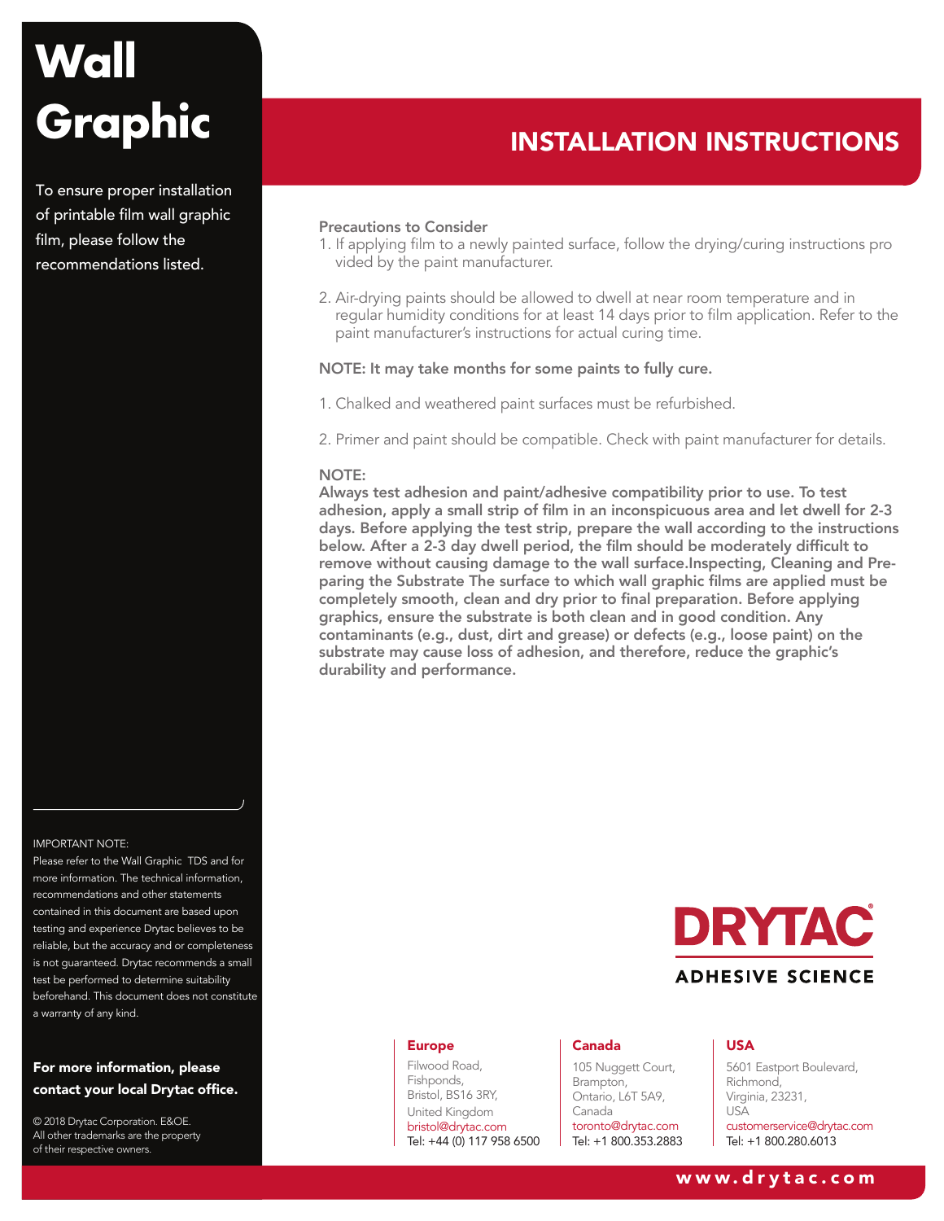# Wall Graphic

To ensure proper installation of printable film wall graphic film, please follow the recommendations listed.

## INSTALLATION INSTRUCTIONS

**Precautions to Consider**

1. If applying film to a newly painted surface, follow the drying/curing instructions provided by the paint manufacturer.

2. Air-drying paints should be allowed to dwell at near room temperature and in regular humidity conditions for at least 14 days prior to film application. Refer to the paint manufacturer's instructions for actual curing time.

**NOTE: It may take months for some paints to fully cure.**

1. Chalked and weathered paint surfaces must be refurbished.

2. Primer and paint should be compatible. Check with paint manufacturer for details.

**NOTE:**
**Always test adhesion and paint/adhesive compatibility prior to use. To test adhesion, apply a small strip of film in an inconspicuous area and let dwell for 2-3 days. Before applying the test strip, prepare the wall according to the instructions below. After a 2-3 day dwell period, the film should be moderately difficult to remove without causing damage to the wall surface.Inspecting, Cleaning and Preparing the Substrate The surface to which wall graphic films are applied must be completely smooth, clean and dry prior to final preparation. Before applying graphics, ensure the substrate is both clean and in good condition. Any contaminants (e.g., dust, dirt and grease) or defects (e.g., loose paint) on the substrate may cause loss of adhesion, and therefore, reduce the graphic's durability and performance.**

IMPORTANT NOTE:
Please refer to the Wall Graphic TDS and for more information. The technical information, recommendations and other statements contained in this document are based upon testing and experience Drytac believes to be reliable, but the accuracy and or completeness is not guaranteed. Drytac recommends a small test be performed to determine suitability beforehand. This document does not constitute a warranty of any kind.

**For more information, please contact your local Drytac office.**

© 2018 Drytac Corporation. E&OE.
All other trademarks are the property of their respective owners.

DRYTAC®
ADHESIVE SCIENCE

**Europe**
Filwood Road,
Fishponds,
Bristol, BS16 3RY,
United Kingdom
bristol@drytac.com
Tel: +44 (0) 117 958 6500

**Canada**
105 Nuggett Court,
Brampton,
Ontario, L6T 5A9,
Canada
toronto@drytac.com
Tel: +1 800.353.2883

**USA**
5601 Eastport Boulevard,
Richmond,
Virginia, 23231,
USA
customerservice@drytac.com
Tel: +1 800.280.6013

www.drytac.com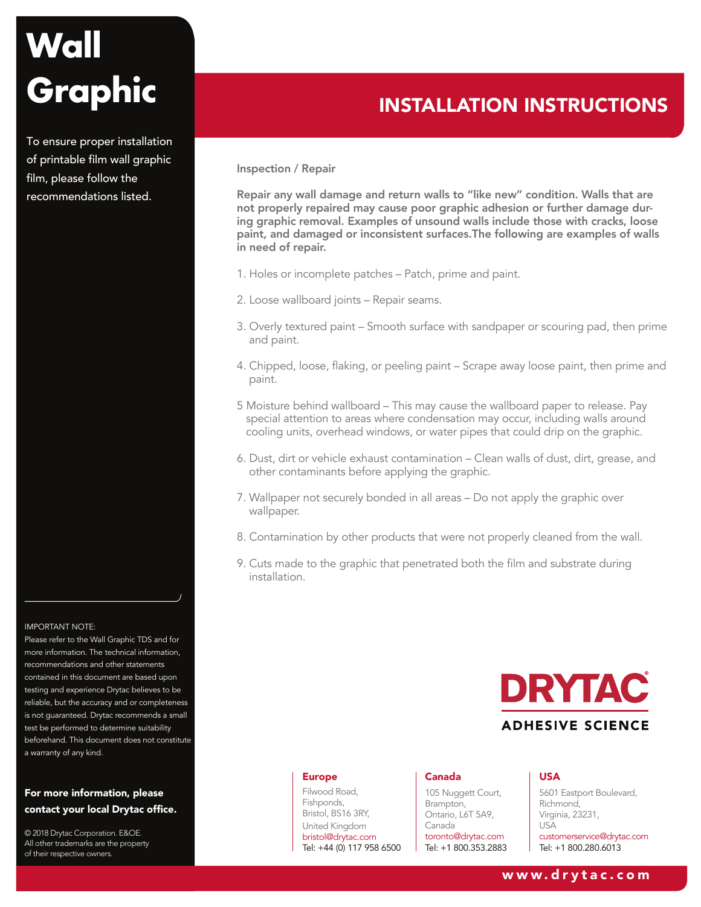# Wall Graphic

To ensure proper installation of printable film wall graphic film, please follow the recommendations listed.

## INSTALLATION INSTRUCTIONS

### Inspection / Repair

**Repair any wall damage and return walls to "like new" condition. Walls that are not properly repaired may cause poor graphic adhesion or further damage during graphic removal. Examples of unsound walls include those with cracks, loose paint, and damaged or inconsistent surfaces.The following are examples of walls in need of repair.**

1. Holes or incomplete patches – Patch, prime and paint.

2. Loose wallboard joints – Repair seams.

3. Overly textured paint – Smooth surface with sandpaper or scouring pad, then prime and paint.

4. Chipped, loose, flaking, or peeling paint – Scrape away loose paint, then prime and paint.

5 Moisture behind wallboard – This may cause the wallboard paper to release. Pay special attention to areas where condensation may occur, including walls around cooling units, overhead windows, or water pipes that could drip on the graphic.

6. Dust, dirt or vehicle exhaust contamination – Clean walls of dust, dirt, grease, and other contaminants before applying the graphic.

7. Wallpaper not securely bonded in all areas – Do not apply the graphic over wallpaper.

8. Contamination by other products that were not properly cleaned from the wall.

9. Cuts made to the graphic that penetrated both the film and substrate during installation.

IMPORTANT NOTE:
Please refer to the Wall Graphic TDS and for more information. The technical information, recommendations and other statements contained in this document are based upon testing and experience Drytac believes to be reliable, but the accuracy and or completeness is not guaranteed. Drytac recommends a small test be performed to determine suitability beforehand. This document does not constitute a warranty of any kind.

**For more information, please contact your local Drytac office.**

© 2018 Drytac Corporation. E&OE.
All other trademarks are the property of their respective owners.

DRYTAC®
ADHESIVE SCIENCE

**Europe**
Filwood Road,
Fishponds,
Bristol, BS16 3RY,
United Kingdom
bristol@drytac.com
Tel: +44 (0) 117 958 6500

**Canada**
105 Nuggett Court,
Brampton,
Ontario, L6T 5A9,
Canada
toronto@drytac.com
Tel: +1 800.353.2883

**USA**
5601 Eastport Boulevard,
Richmond,
Virginia, 23231,
USA
customerservice@drytac.com
Tel: +1 800.280.6013

www.drytac.com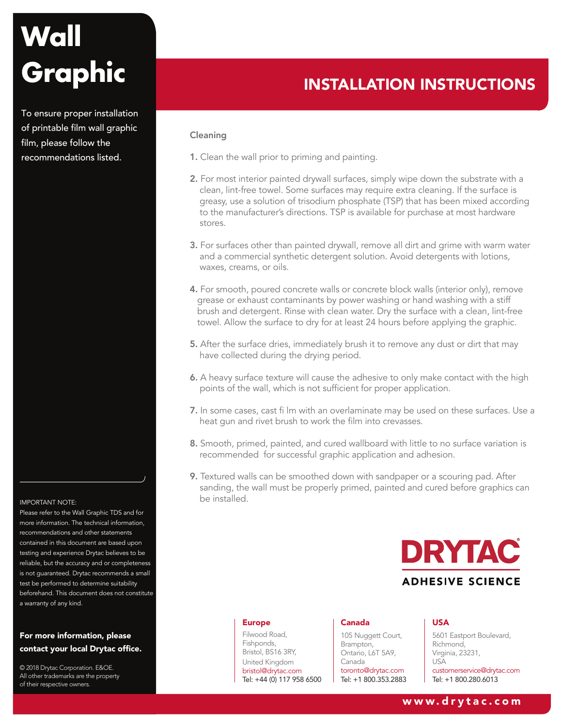# Wall Graphic

To ensure proper installation of printable film wall graphic film, please follow the recommendations listed.

## INSTALLATION INSTRUCTIONS

### Cleaning

1. Clean the wall prior to priming and painting.
2. For most interior painted drywall surfaces, simply wipe down the substrate with a clean, lint-free towel. Some surfaces may require extra cleaning. If the surface is greasy, use a solution of trisodium phosphate (TSP) that has been mixed according to the manufacturer's directions. TSP is available for purchase at most hardware stores.
3. For surfaces other than painted drywall, remove all dirt and grime with warm water and a commercial synthetic detergent solution. Avoid detergents with lotions, waxes, creams, or oils.
4. For smooth, poured concrete walls or concrete block walls (interior only), remove grease or exhaust contaminants by power washing or hand washing with a stiff brush and detergent. Rinse with clean water. Dry the surface with a clean, lint-free towel. Allow the surface to dry for at least 24 hours before applying the graphic.
5. After the surface dries, immediately brush it to remove any dust or dirt that may have collected during the drying period.
6. A heavy surface texture will cause the adhesive to only make contact with the high points of the wall, which is not sufficient for proper application.
7. In some cases, cast fi lm with an overlaminate may be used on these surfaces. Use a heat gun and rivet brush to work the film into crevasses.
8. Smooth, primed, painted, and cured wallboard with little to no surface variation is recommended for successful graphic application and adhesion.
9. Textured walls can be smoothed down with sandpaper or a scouring pad. After sanding, the wall must be properly primed, painted and cured before graphics can be installed.

IMPORTANT NOTE:
Please refer to the Wall Graphic TDS and for more information. The technical information, recommendations and other statements contained in this document are based upon testing and experience Drytac believes to be reliable, but the accuracy and or completeness is not guaranteed. Drytac recommends a small test be performed to determine suitability beforehand. This document does not constitute a warranty of any kind.

**For more information, please contact your local Drytac office.**

© 2018 Drytac Corporation. E&OE.
All other trademarks are the property of their respective owners.

DRYTAC®
ADHESIVE SCIENCE

**Europe**
Filwood Road,
Fishponds,
Bristol, BS16 3RY,
United Kingdom
bristol@drytac.com
Tel: +44 (0) 117 958 6500

**Canada**
105 Nuggett Court,
Brampton,
Ontario, L6T 5A9,
Canada
toronto@drytac.com
Tel: +1 800.353.2883

**USA**
5601 Eastport Boulevard,
Richmond,
Virginia, 23231,
USA
customerservice@drytac.com
Tel: +1 800.280.6013

www.drytac.com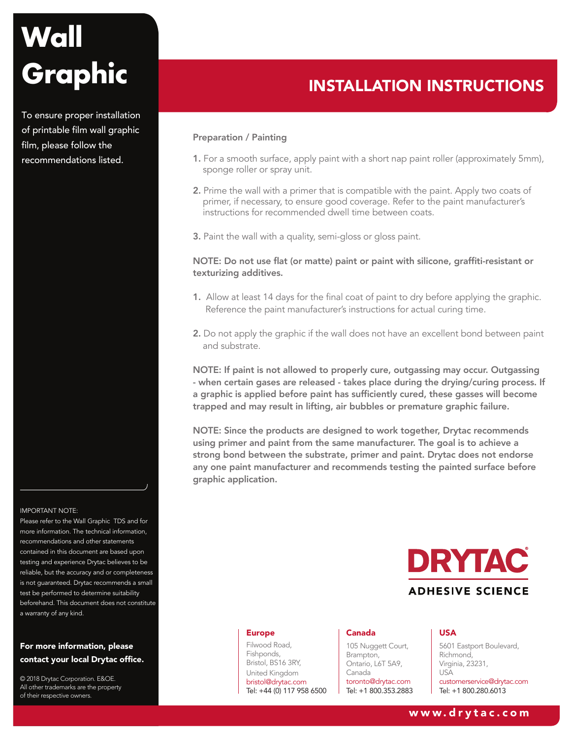# Wall Graphic

To ensure proper installation of printable film wall graphic film, please follow the recommendations listed.

## INSTALLATION INSTRUCTIONS

### Preparation / Painting

1. For a smooth surface, apply paint with a short nap paint roller (approximately 5mm), sponge roller or spray unit.
2. Prime the wall with a primer that is compatible with the paint. Apply two coats of primer, if necessary, to ensure good coverage. Refer to the paint manufacturer's instructions for recommended dwell time between coats.
3. Paint the wall with a quality, semi-gloss or gloss paint.

**NOTE: Do not use flat (or matte) paint or paint with silicone, graffiti-resistant or texturizing additives.**

1. Allow at least 14 days for the final coat of paint to dry before applying the graphic. Reference the paint manufacturer's instructions for actual curing time.
2. Do not apply the graphic if the wall does not have an excellent bond between paint and substrate.

**NOTE: If paint is not allowed to properly cure, outgassing may occur. Outgassing - when certain gases are released - takes place during the drying/curing process. If a graphic is applied before paint has sufficiently cured, these gasses will become trapped and may result in lifting, air bubbles or premature graphic failure.**

**NOTE: Since the products are designed to work together, Drytac recommends using primer and paint from the same manufacturer. The goal is to achieve a strong bond between the substrate, primer and paint. Drytac does not endorse any one paint manufacturer and recommends testing the painted surface before graphic application.**

IMPORTANT NOTE:
Please refer to the Wall Graphic TDS and for more information. The technical information, recommendations and other statements contained in this document are based upon testing and experience Drytac believes to be reliable, but the accuracy and or completeness is not guaranteed. Drytac recommends a small test be performed to determine suitability beforehand. This document does not constitute a warranty of any kind.

**For more information, please contact your local Drytac office.**

© 2018 Drytac Corporation. E&OE.
All other trademarks are the property of their respective owners.

DRYTAC
ADHESIVE SCIENCE

**Europe**
Filwood Road,
Fishponds,
Bristol, BS16 3RY,
United Kingdom
bristol@drytac.com
Tel: +44 (0) 117 958 6500

**Canada**
105 Nuggett Court,
Brampton,
Ontario, L6T 5A9,
Canada
toronto@drytac.com
Tel: +1 800.353.2883

**USA**
5601 Eastport Boulevard,
Richmond,
Virginia, 23231,
USA
customerservice@drytac.com
Tel: +1 800.280.6013

www.drytac.com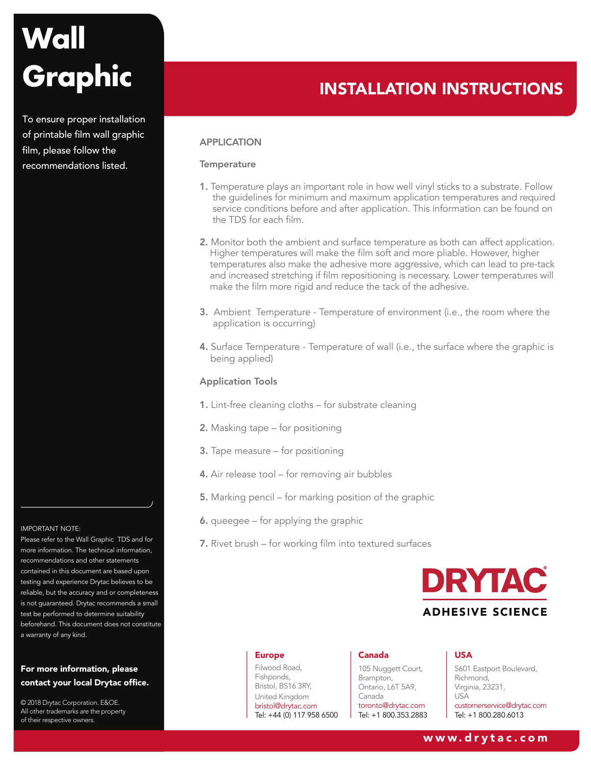# Wall Graphic

To ensure proper installation of printable film wall graphic film, please follow the recommendations listed.

## INSTALLATION INSTRUCTIONS

### APPLICATION

#### Temperature

1. Temperature plays an important role in how well vinyl sticks to a substrate. Follow the guidelines for minimum and maximum application temperatures and required service conditions before and after application. This information can be found on the TDS for each film.

2. Monitor both the ambient and surface temperature as both can affect application. Higher temperatures will make the film soft and more pliable. However, higher temperatures also make the adhesive more aggressive, which can lead to pre-tack and increased stretching if film repositioning is necessary. Lower temperatures will make the film more rigid and reduce the tack of the adhesive.

3. Ambient Temperature - Temperature of environment (i.e., the room where the application is occurring)

4. Surface Temperature - Temperature of wall (i.e., the surface where the graphic is being applied)

#### Application Tools

1. Lint-free cleaning cloths – for substrate cleaning

2. Masking tape – for positioning

3. Tape measure – for positioning

4. Air release tool – for removing air bubbles

5. Marking pencil – for marking position of the graphic

6. queegee – for applying the graphic

7. Rivet brush – for working film into textured surfaces

IMPORTANT NOTE:
Please refer to the Wall Graphic TDS and for more information. The technical information, recommendations and other statements contained in this document are based upon testing and experience Drytac believes to be reliable, but the accuracy and or completeness is not guaranteed. Drytac recommends a small test be performed to determine suitability beforehand. This document does not constitute a warranty of any kind.

**For more information, please contact your local Drytac office.**

© 2018 Drytac Corporation. E&OE.
All other trademarks are the property of their respective owners.

DRYTAC®
ADHESIVE SCIENCE

**Europe**
Filwood Road,
Fishponds,
Bristol, BS16 3RY,
United Kingdom
bristol@drytac.com
Tel: +44 (0) 117 958 6500

**Canada**
105 Nuggett Court,
Brampton,
Ontario, L6T 5A9,
Canada
toronto@drytac.com
Tel: +1 800.353.2883

**USA**
5601 Eastport Boulevard,
Richmond,
Virginia, 23231,
USA
customerservice@drytac.com
Tel: +1 800.280.6013

www.drytac.com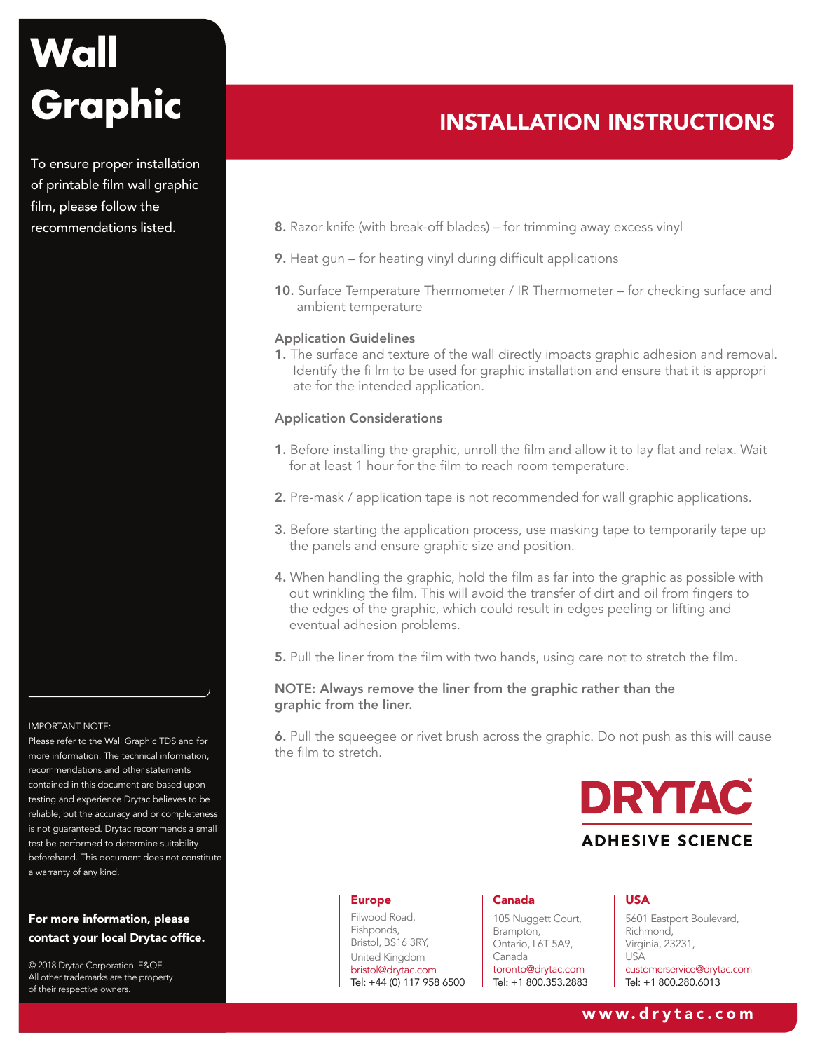# Wall Graphic

To ensure proper installation of printable film wall graphic film, please follow the recommendations listed.

## INSTALLATION INSTRUCTIONS

8. Razor knife (with break-off blades) – for trimming away excess vinyl

9. Heat gun – for heating vinyl during difficult applications

10. Surface Temperature Thermometer / IR Thermometer – for checking surface and ambient temperature

### Application Guidelines

1. The surface and texture of the wall directly impacts graphic adhesion and removal. Identify the fi lm to be used for graphic installation and ensure that it is appropri ate for the intended application.

### Application Considerations

1. Before installing the graphic, unroll the film and allow it to lay flat and relax. Wait for at least 1 hour for the film to reach room temperature.

2. Pre-mask / application tape is not recommended for wall graphic applications.

3. Before starting the application process, use masking tape to temporarily tape up the panels and ensure graphic size and position.

4. When handling the graphic, hold the film as far into the graphic as possible with out wrinkling the film. This will avoid the transfer of dirt and oil from fingers to the edges of the graphic, which could result in edges peeling or lifting and eventual adhesion problems.

5. Pull the liner from the film with two hands, using care not to stretch the film.

**NOTE: Always remove the liner from the graphic rather than the graphic from the liner.**

6. Pull the squeegee or rivet brush across the graphic. Do not push as this will cause the film to stretch.

IMPORTANT NOTE:
Please refer to the Wall Graphic TDS and for more information. The technical information, recommendations and other statements contained in this document are based upon testing and experience Drytac believes to be reliable, but the accuracy and or completeness is not guaranteed. Drytac recommends a small test be performed to determine suitability beforehand. This document does not constitute a warranty of any kind.

**For more information, please contact your local Drytac office.**

© 2018 Drytac Corporation. E&OE.
All other trademarks are the property of their respective owners.

DRYTAC® ADHESIVE SCIENCE

**Europe**
Filwood Road,
Fishponds,
Bristol, BS16 3RY,
United Kingdom
bristol@drytac.com
Tel: +44 (0) 117 958 6500

**Canada**
105 Nuggett Court,
Brampton,
Ontario, L6T 5A9,
Canada
toronto@drytac.com
Tel: +1 800.353.2883

**USA**
5601 Eastport Boulevard,
Richmond,
Virginia, 23231,
USA
customerservice@drytac.com
Tel: +1 800.280.6013

www.drytac.com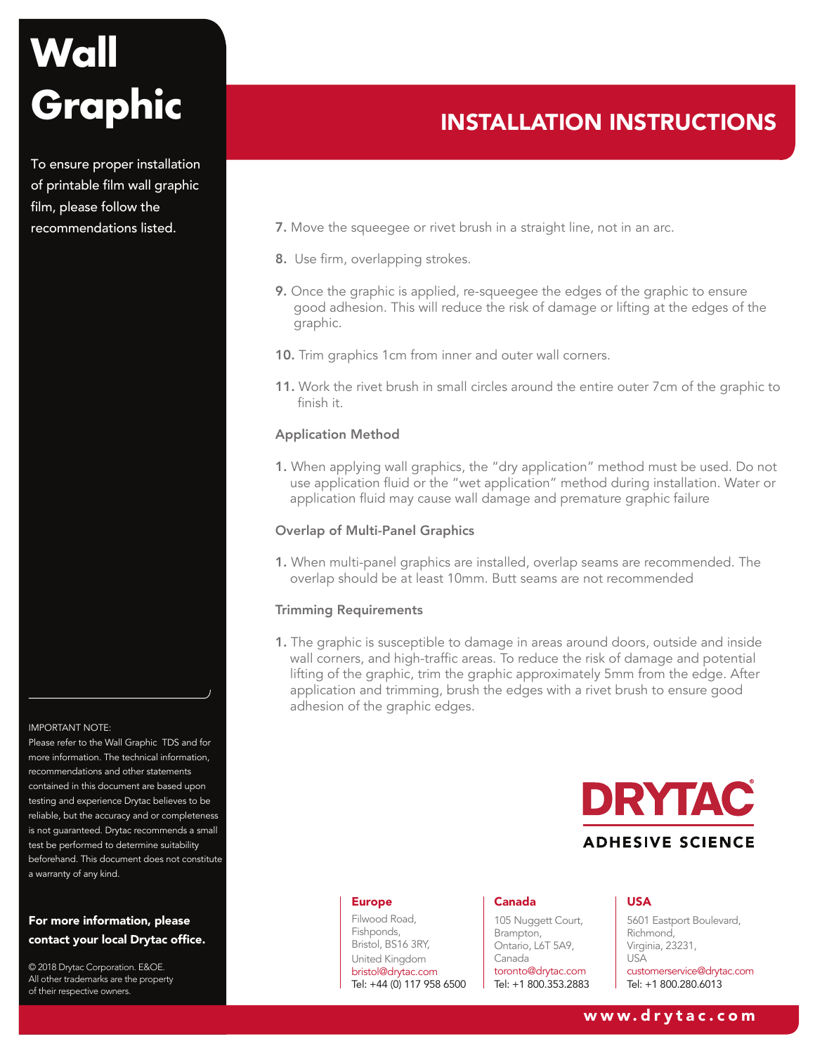# Wall Graphic

To ensure proper installation of printable film wall graphic film, please follow the recommendations listed.

## INSTALLATION INSTRUCTIONS

7. Move the squeegee or rivet brush in a straight line, not in an arc.

8. Use firm, overlapping strokes.

9. Once the graphic is applied, re-squeegee the edges of the graphic to ensure good adhesion. This will reduce the risk of damage or lifting at the edges of the graphic.

10. Trim graphics 1cm from inner and outer wall corners.

11. Work the rivet brush in small circles around the entire outer 7cm of the graphic to finish it.

### Application Method

1. When applying wall graphics, the "dry application" method must be used. Do not use application fluid or the "wet application" method during installation. Water or application fluid may cause wall damage and premature graphic failure

### Overlap of Multi-Panel Graphics

1. When multi-panel graphics are installed, overlap seams are recommended. The overlap should be at least 10mm. Butt seams are not recommended

### Trimming Requirements

1. The graphic is susceptible to damage in areas around doors, outside and inside wall corners, and high-traffic areas. To reduce the risk of damage and potential lifting of the graphic, trim the graphic approximately 5mm from the edge. After application and trimming, brush the edges with a rivet brush to ensure good adhesion of the graphic edges.

IMPORTANT NOTE:
Please refer to the Wall Graphic TDS and for more information. The technical information, recommendations and other statements contained in this document are based upon testing and experience Drytac believes to be reliable, but the accuracy and or completeness is not guaranteed. Drytac recommends a small test be performed to determine suitability beforehand. This document does not constitute a warranty of any kind.

**For more information, please contact your local Drytac office.**

© 2018 Drytac Corporation. E&OE.
All other trademarks are the property of their respective owners.

DRYTAC®
ADHESIVE SCIENCE

**Europe**
Filwood Road,
Fishponds,
Bristol, BS16 3RY,
United Kingdom
bristol@drytac.com
Tel: +44 (0) 117 958 6500

**Canada**
105 Nuggett Court,
Brampton,
Ontario, L6T 5A9,
Canada
toronto@drytac.com
Tel: +1 800.353.2883

**USA**
5601 Eastport Boulevard,
Richmond,
Virginia, 23231,
USA
customerservice@drytac.com
Tel: +1 800.280.6013

www.drytac.com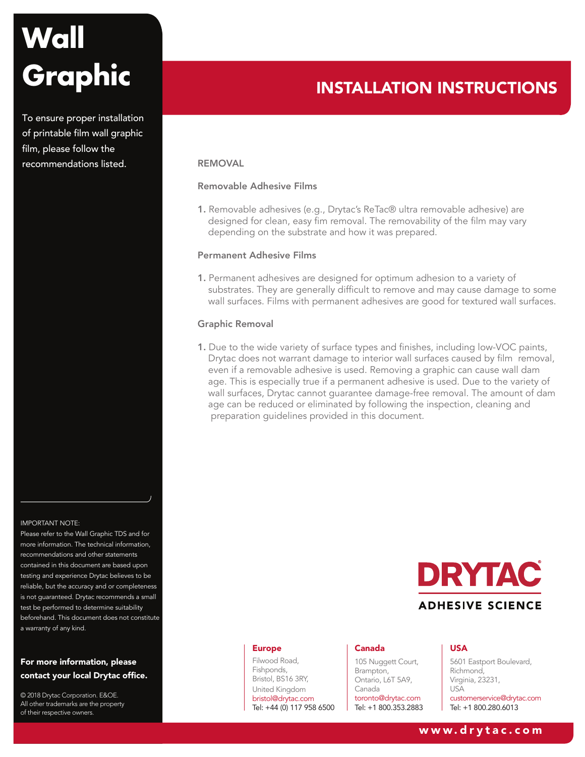# Wall Graphic

To ensure proper installation of printable film wall graphic film, please follow the recommendations listed.

## INSTALLATION INSTRUCTIONS

### REMOVAL

#### Removable Adhesive Films

1. Removable adhesives (e.g., Drytac's ReTac® ultra removable adhesive) are designed for clean, easy fim removal. The removability of the film may vary depending on the substrate and how it was prepared.

#### Permanent Adhesive Films

1. Permanent adhesives are designed for optimum adhesion to a variety of substrates. They are generally difficult to remove and may cause damage to some wall surfaces. Films with permanent adhesives are good for textured wall surfaces.

#### Graphic Removal

1. Due to the wide variety of surface types and finishes, including low-VOC paints, Drytac does not warrant damage to interior wall surfaces caused by film removal, even if a removable adhesive is used. Removing a graphic can cause wall dam age. This is especially true if a permanent adhesive is used. Due to the variety of wall surfaces, Drytac cannot guarantee damage-free removal. The amount of dam age can be reduced or eliminated by following the inspection, cleaning and preparation guidelines provided in this document.

IMPORTANT NOTE:
Please refer to the Wall Graphic TDS and for more information. The technical information, recommendations and other statements contained in this document are based upon testing and experience Drytac believes to be reliable, but the accuracy and or completeness is not guaranteed. Drytac recommends a small test be performed to determine suitability beforehand. This document does not constitute a warranty of any kind.

**For more information, please contact your local Drytac office.**

© 2018 Drytac Corporation. E&OE.
All other trademarks are the property of their respective owners.

DRYTAC® ADHESIVE SCIENCE

**Europe**
Filwood Road,
Fishponds,
Bristol, BS16 3RY,
United Kingdom
bristol@drytac.com
Tel: +44 (0) 117 958 6500

**Canada**
105 Nuggett Court,
Brampton,
Ontario, L6T 5A9,
Canada
toronto@drytac.com
Tel: +1 800.353.2883

**USA**
5601 Eastport Boulevard,
Richmond,
Virginia, 23231,
USA
customerservice@drytac.com
Tel: +1 800.280.6013

www.drytac.com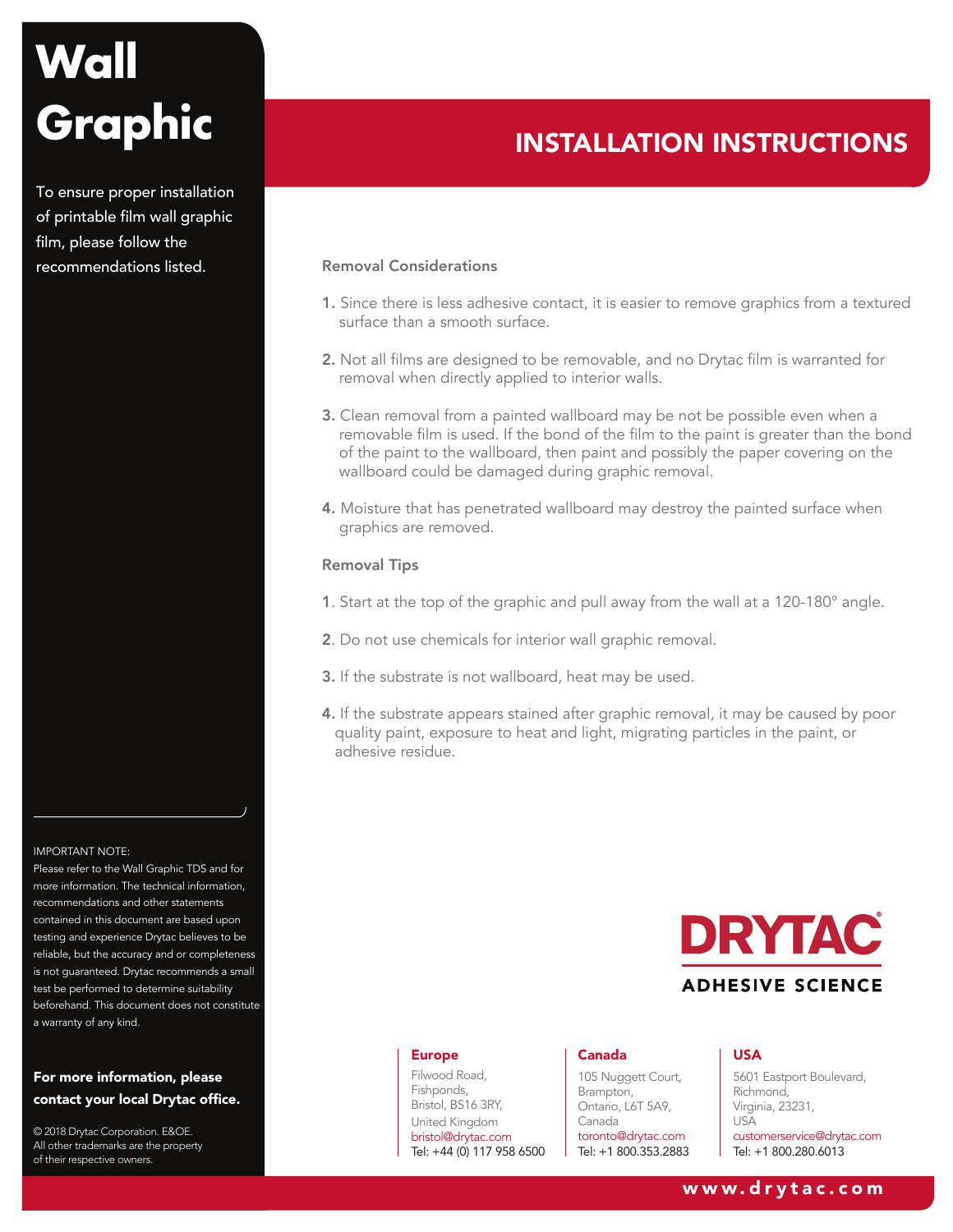# Wall Graphic

To ensure proper installation of printable film wall graphic film, please follow the recommendations listed.

## INSTALLATION INSTRUCTIONS

### Removal Considerations

1. Since there is less adhesive contact, it is easier to remove graphics from a textured surface than a smooth surface.
2. Not all films are designed to be removable, and no Drytac film is warranted for removal when directly applied to interior walls.
3. Clean removal from a painted wallboard may be not be possible even when a removable film is used. If the bond of the film to the paint is greater than the bond of the paint to the wallboard, then paint and possibly the paper covering on the wallboard could be damaged during graphic removal.
4. Moisture that has penetrated wallboard may destroy the painted surface when graphics are removed.

### Removal Tips

1. Start at the top of the graphic and pull away from the wall at a 120-180° angle.
2. Do not use chemicals for interior wall graphic removal.
3. If the substrate is not wallboard, heat may be used.
4. If the substrate appears stained after graphic removal, it may be caused by poor quality paint, exposure to heat and light, migrating particles in the paint, or adhesive residue.

IMPORTANT NOTE:
Please refer to the Wall Graphic TDS and for more information. The technical information, recommendations and other statements contained in this document are based upon testing and experience Drytac believes to be reliable, but the accuracy and or completeness is not guaranteed. Drytac recommends a small test be performed to determine suitability beforehand. This document does not constitute a warranty of any kind.

**For more information, please contact your local Drytac office.**

© 2018 Drytac Corporation. E&OE.
All other trademarks are the property of their respective owners.

DRYTAC®
ADHESIVE SCIENCE

**Europe**
Filwood Road,
Fishponds,
Bristol, BS16 3RY,
United Kingdom
bristol@drytac.com
Tel: +44 (0) 117 958 6500

**Canada**
105 Nuggett Court,
Brampton,
Ontario, L6T 5A9,
Canada
toronto@drytac.com
Tel: +1 800.353.2883

**USA**
5601 Eastport Boulevard,
Richmond,
Virginia, 23231,
USA
customerservice@drytac.com
Tel: +1 800.280.6013

www.drytac.com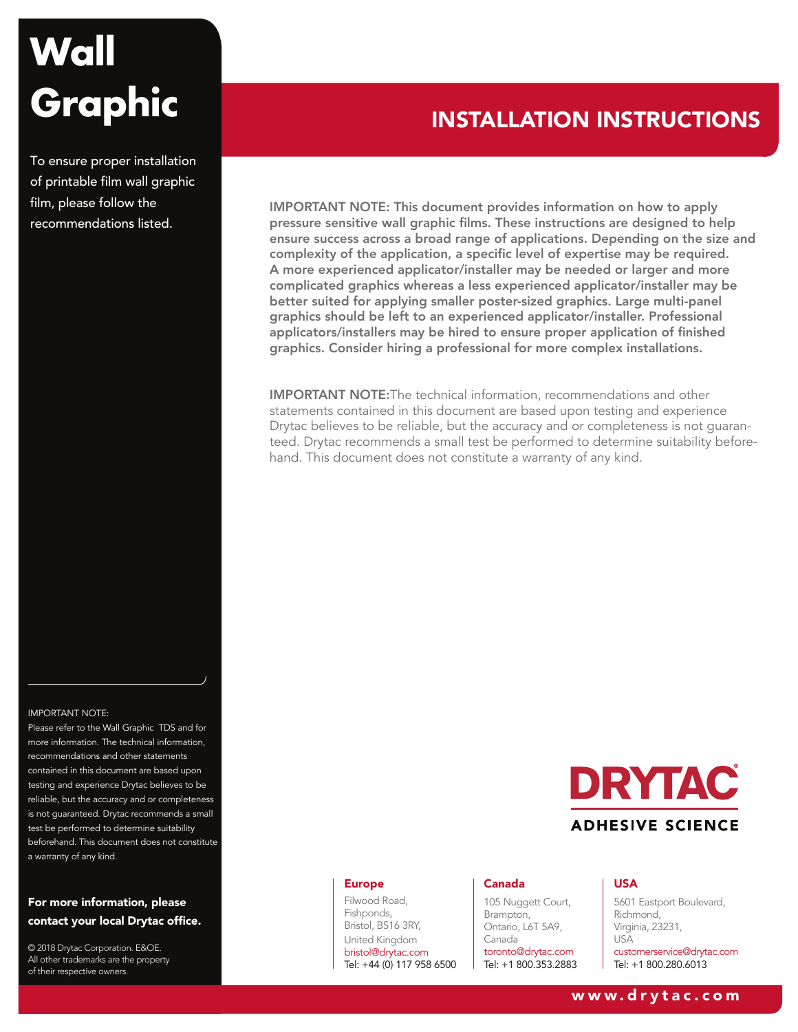# Wall Graphic

To ensure proper installation of printable film wall graphic film, please follow the recommendations listed.

## INSTALLATION INSTRUCTIONS

**IMPORTANT NOTE: This document provides information on how to apply pressure sensitive wall graphic films. These instructions are designed to help ensure success across a broad range of applications. Depending on the size and complexity of the application, a specific level of expertise may be required. A more experienced applicator/installer may be needed or larger and more complicated graphics whereas a less experienced applicator/installer may be better suited for applying smaller poster-sized graphics. Large multi-panel graphics should be left to an experienced applicator/installer. Professional applicators/installers may be hired to ensure proper application of finished graphics. Consider hiring a professional for more complex installations.**

**IMPORTANT NOTE:**The technical information, recommendations and other statements contained in this document are based upon testing and experience Drytac believes to be reliable, but the accuracy and or completeness is not guaranteed. Drytac recommends a small test be performed to determine suitability beforehand. This document does not constitute a warranty of any kind.

IMPORTANT NOTE:
Please refer to the Wall Graphic TDS and for more information. The technical information, recommendations and other statements contained in this document are based upon testing and experience Drytac believes to be reliable, but the accuracy and or completeness is not guaranteed. Drytac recommends a small test be performed to determine suitability beforehand. This document does not constitute a warranty of any kind.

**For more information, please contact your local Drytac office.**

© 2018 Drytac Corporation. E&OE.
All other trademarks are the property of their respective owners.

DRYTAC®
ADHESIVE SCIENCE

**Europe**
Filwood Road,
Fishponds,
Bristol, BS16 3RY,
United Kingdom
bristol@drytac.com
Tel: +44 (0) 117 958 6500

**Canada**
105 Nuggett Court,
Brampton,
Ontario, L6T 5A9,
Canada
toronto@drytac.com
Tel: +1 800.353.2883

**USA**
5601 Eastport Boulevard,
Richmond,
Virginia, 23231,
USA
customerservice@drytac.com
Tel: +1 800.280.6013

www.drytac.com